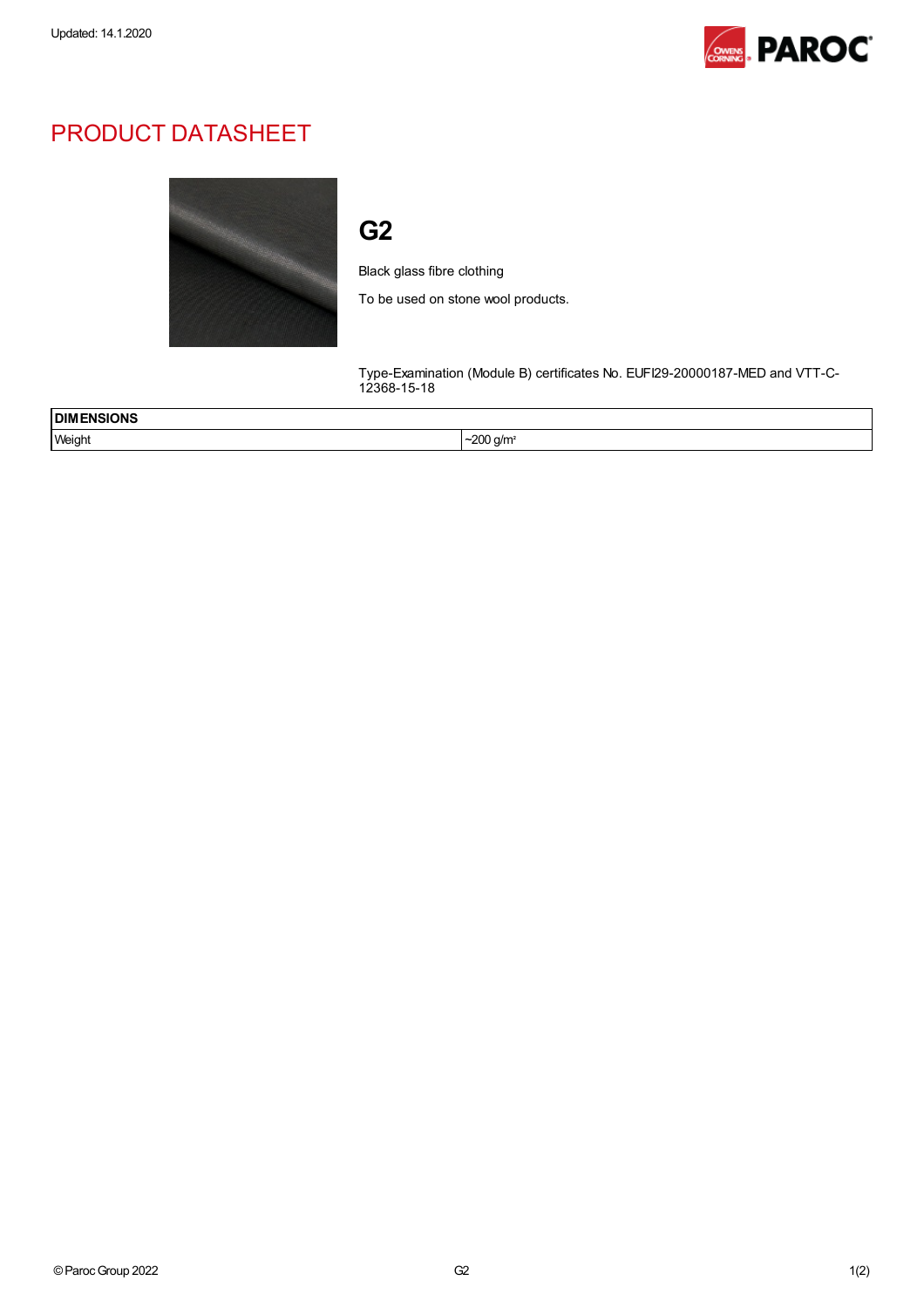Updated: 14.1.2020

# PRODUCT DATASHEET

## G2

Black glass fibre clothing

To be used on stone wool products.

Type-Examination (Module B) certificates No. EUFI29-20000187-MED and VTT-C-12368-15-18

| DIMENSIONS | |
|---|---|
| Weight | ~200 g/m² |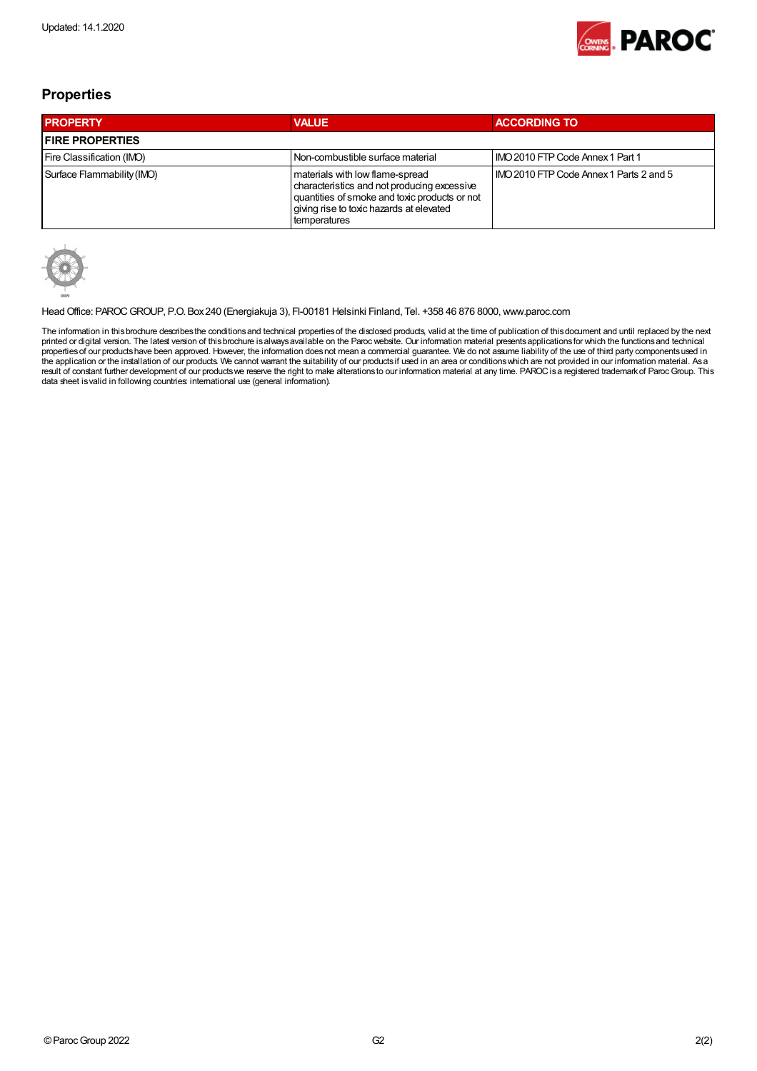## Properties

| PROPERTY | VALUE | ACCORDING TO |
|---|---|---|
| **FIRE PROPERTIES** | | |
| Fire Classification (IMO) | Non-combustible surface material | IMO 2010 FTP Code Annex 1 Part 1 |
| Surface Flammability (IMO) | materials with low flame-spread characteristics and not producing excessive quantities of smoke and toxic products or not giving rise to toxic hazards at elevated temperatures | IMO 2010 FTP Code Annex 1 Parts 2 and 5 |

Head Office: PAROC GROUP, P.O. Box 240 (Energiakuja 3), FI-00181 Helsinki Finland, Tel. +358 46 876 8000, www.paroc.com

The information in this brochure describes the conditions and technical properties of the disclosed products, valid at the time of publication of this document and until replaced by the next printed or digital version. The latest version of this brochure is always available on the Paroc website. Our information material presents applications for which the functions and technical properties of our products have been approved. However, the information does not mean a commercial guarantee. We do not assume liability of the use of third party components used in the application or the installation of our products. We cannot warrant the suitability of our products if used in an area or conditions which are not provided in our information material. As a result of constant further development of our products we reserve the right to make alterations to our information material at any time. PAROC is a registered trademark of Paroc Group. This data sheet is valid in following countries: international use (general information).